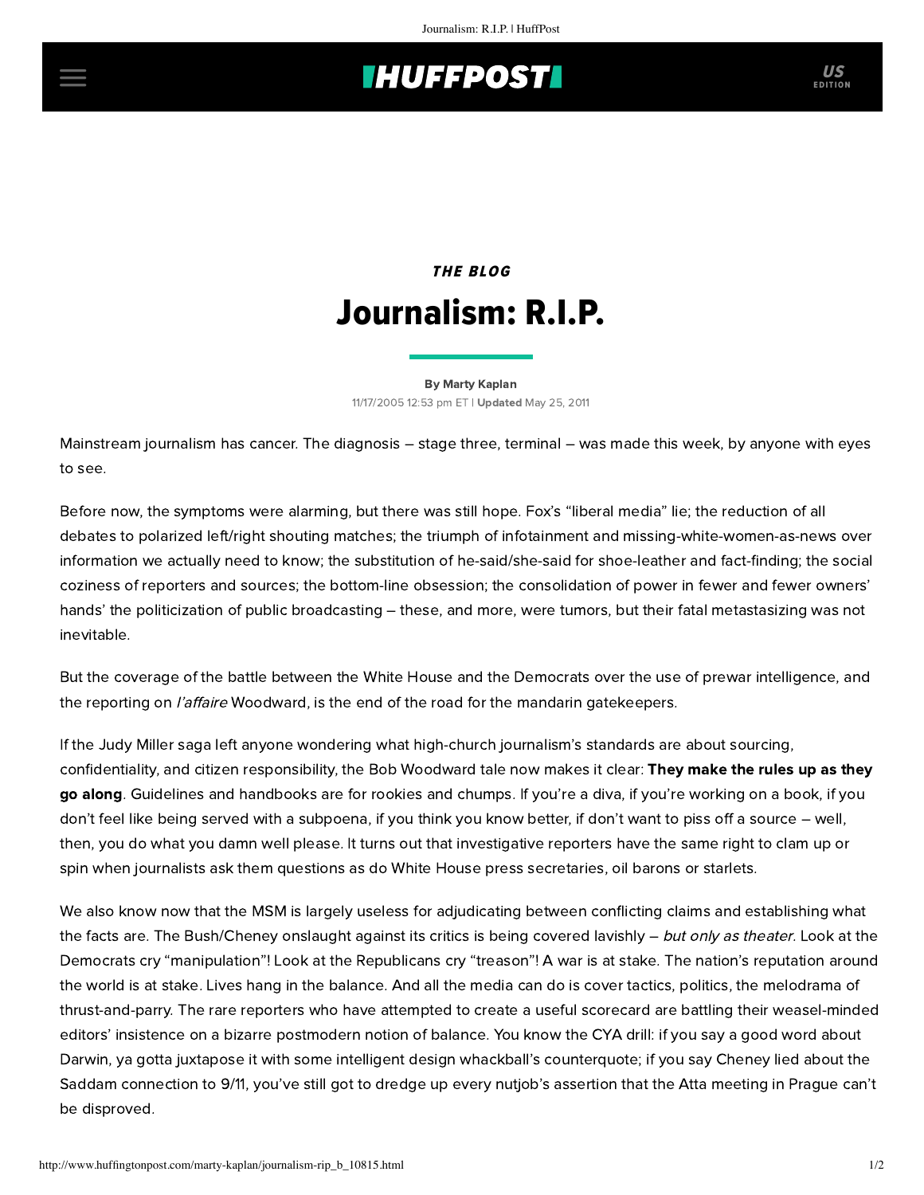*THE BLOG*

# Journalism: R.I.P.

By Marty Kaplan

11/17/2005 12:53 pm ET | **Updated** May 25, 2011

Mainstream journalism has cancer. The diagnosis – stage three, terminal – was made this week, by anyone with eyes to see.

Before now, the symptoms were alarming, but there was still hope. Fox's "liberal media" lie; the reduction of all debates to polarized left/right shouting matches; the triumph of infotainment and missing-white-women-as-news over information we actually need to know; the substitution of he-said/she-said for shoe-leather and fact-finding; the social coziness of reporters and sources; the bottom-line obsession; the consolidation of power in fewer and fewer owners' hands' the politicization of public broadcasting – these, and more, were tumors, but their fatal metastasizing was not inevitable.

But the coverage of the battle between the White House and the Democrats over the use of prewar intelligence, and the reporting on *l'affaire* Woodward, is the end of the road for the mandarin gatekeepers.

If the Judy Miller saga left anyone wondering what high-church journalism's standards are about sourcing, confidentiality, and citizen responsibility, the Bob Woodward tale now makes it clear: **They make the rules up as they go along**. Guidelines and handbooks are for rookies and chumps. If you're a diva, if you're working on a book, if you don't feel like being served with a subpoena, if you think you know better, if don't want to piss off a source – well, then, you do what you damn well please. It turns out that investigative reporters have the same right to clam up or spin when journalists ask them questions as do White House press secretaries, oil barons or starlets.

We also know now that the MSM is largely useless for adjudicating between conflicting claims and establishing what the facts are. The Bush/Cheney onslaught against its critics is being covered lavishly – *but only as theater*. Look at the Democrats cry "manipulation"! Look at the Republicans cry "treason"! A war is at stake. The nation's reputation around the world is at stake. Lives hang in the balance. And all the media can do is cover tactics, politics, the melodrama of thrust-and-parry. The rare reporters who have attempted to create a useful scorecard are battling their weasel-minded editors' insistence on a bizarre postmodern notion of balance. You know the CYA drill: if you say a good word about Darwin, ya gotta juxtapose it with some intelligent design whackball's counterquote; if you say Cheney lied about the Saddam connection to 9/11, you've still got to dredge up every nutjob's assertion that the Atta meeting in Prague can't be disproved.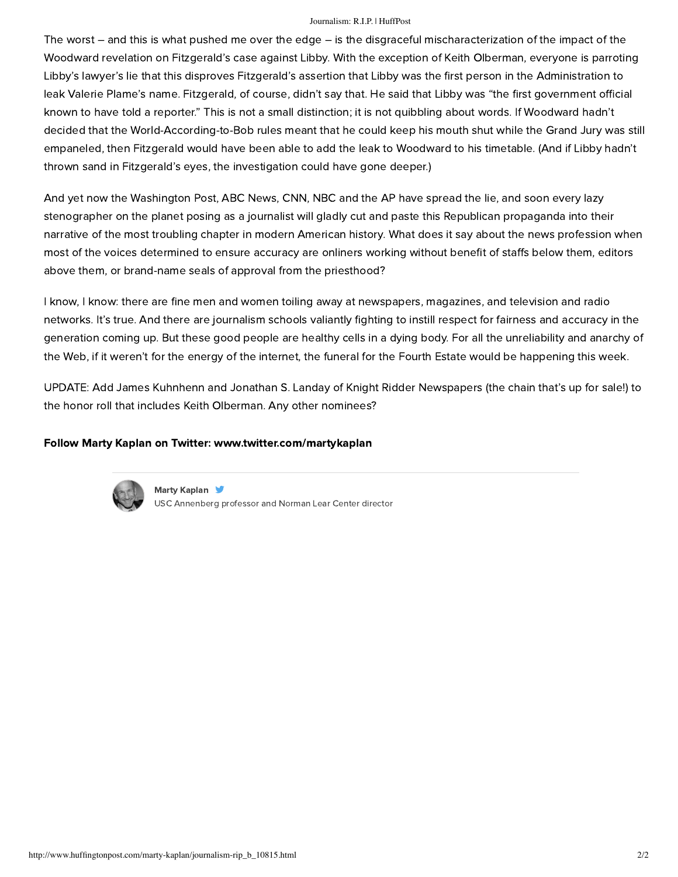The worst – and this is what pushed me over the edge – is the disgraceful mischaracterization of the impact of the Woodward revelation on Fitzgerald's case against Libby. With the exception of Keith Olberman, everyone is parroting Libby's lawyer's lie that this disproves Fitzgerald's assertion that Libby was the first person in the Administration to leak Valerie Plame's name. Fitzgerald, of course, didn't say that. He said that Libby was "the first government official known to have told a reporter." This is not a small distinction; it is not quibbling about words. If Woodward hadn't decided that the World-According-to-Bob rules meant that he could keep his mouth shut while the Grand Jury was still empaneled, then Fitzgerald would have been able to add the leak to Woodward to his timetable. (And if Libby hadn't thrown sand in Fitzgerald's eyes, the investigation could have gone deeper.)

And yet now the Washington Post, ABC News, CNN, NBC and the AP have spread the lie, and soon every lazy stenographer on the planet posing as a journalist will gladly cut and paste this Republican propaganda into their narrative of the most troubling chapter in modern American history. What does it say about the news profession when most of the voices determined to ensure accuracy are onliners working without benefit of staffs below them, editors above them, or brand-name seals of approval from the priesthood?

I know, I know: there are fine men and women toiling away at newspapers, magazines, and television and radio networks. It's true. And there are journalism schools valiantly fighting to instill respect for fairness and accuracy in the generation coming up. But these good people are healthy cells in a dying body. For all the unreliability and anarchy of the Web, if it weren't for the energy of the internet, the funeral for the Fourth Estate would be happening this week.

UPDATE: Add James Kuhnhenn and Jonathan S. Landay of Knight Ridder Newspapers (the chain that's up for sale!) to the honor roll that includes Keith Olberman. Any other nominees?

**Follow Marty Kaplan on Twitter: www.twitter.com/martykaplan**

**Marty Kaplan**
USC Annenberg professor and Norman Lear Center director